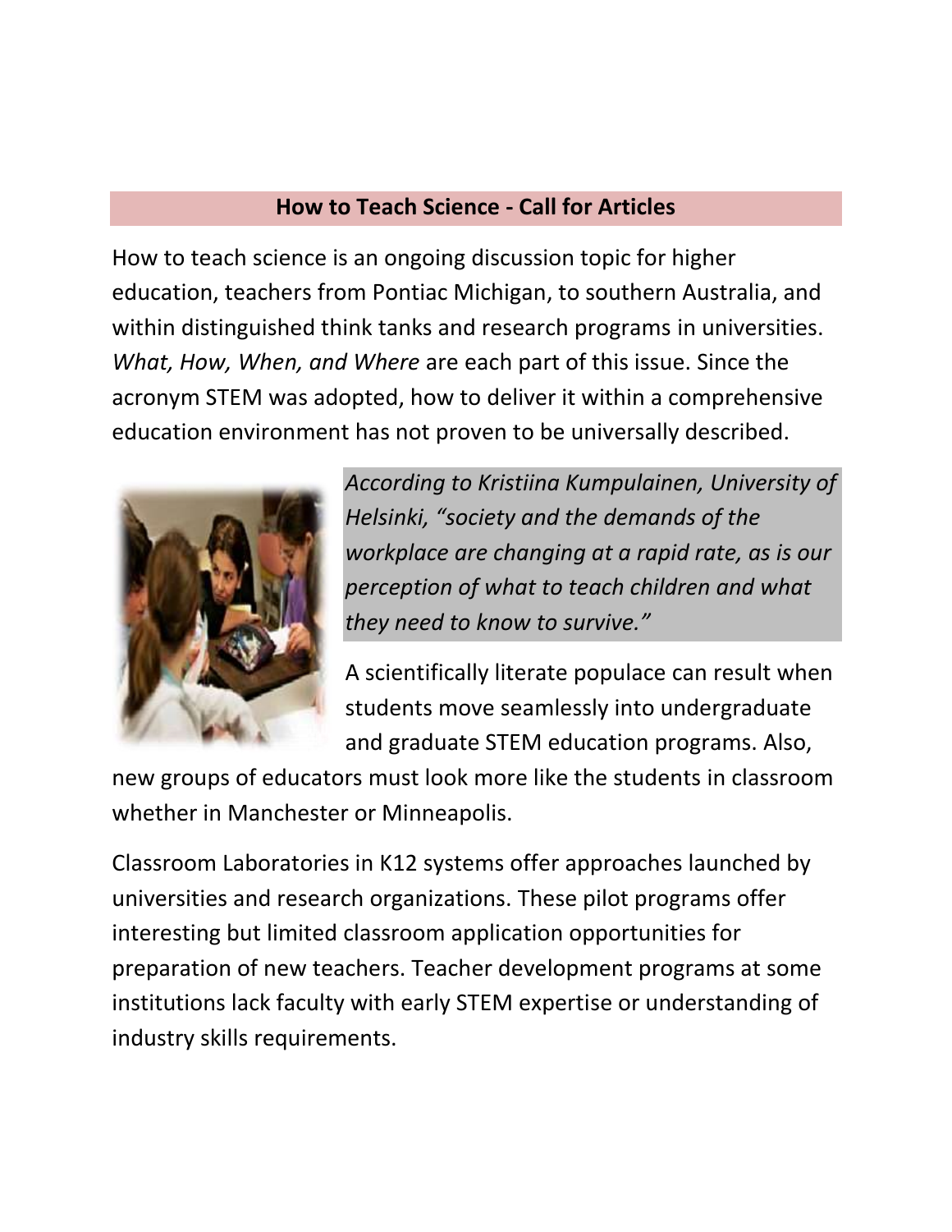## How to Teach Science - Call for Articles

How to teach science is an ongoing discussion topic for higher education, teachers from Pontiac Michigan, to southern Australia, and within distinguished think tanks and research programs in universities. *What, How, When, and Where* are each part of this issue. Since the acronym STEM was adopted, how to deliver it within a comprehensive education environment has not proven to be universally described.

*According to Kristiina Kumpulainen, University of Helsinki, "society and the demands of the workplace are changing at a rapid rate, as is our perception of what to teach children and what they need to know to survive."*

A scientifically literate populace can result when students move seamlessly into undergraduate and graduate STEM education programs. Also, new groups of educators must look more like the students in classroom whether in Manchester or Minneapolis.

Classroom Laboratories in K12 systems offer approaches launched by universities and research organizations. These pilot programs offer interesting but limited classroom application opportunities for preparation of new teachers. Teacher development programs at some institutions lack faculty with early STEM expertise or understanding of industry skills requirements.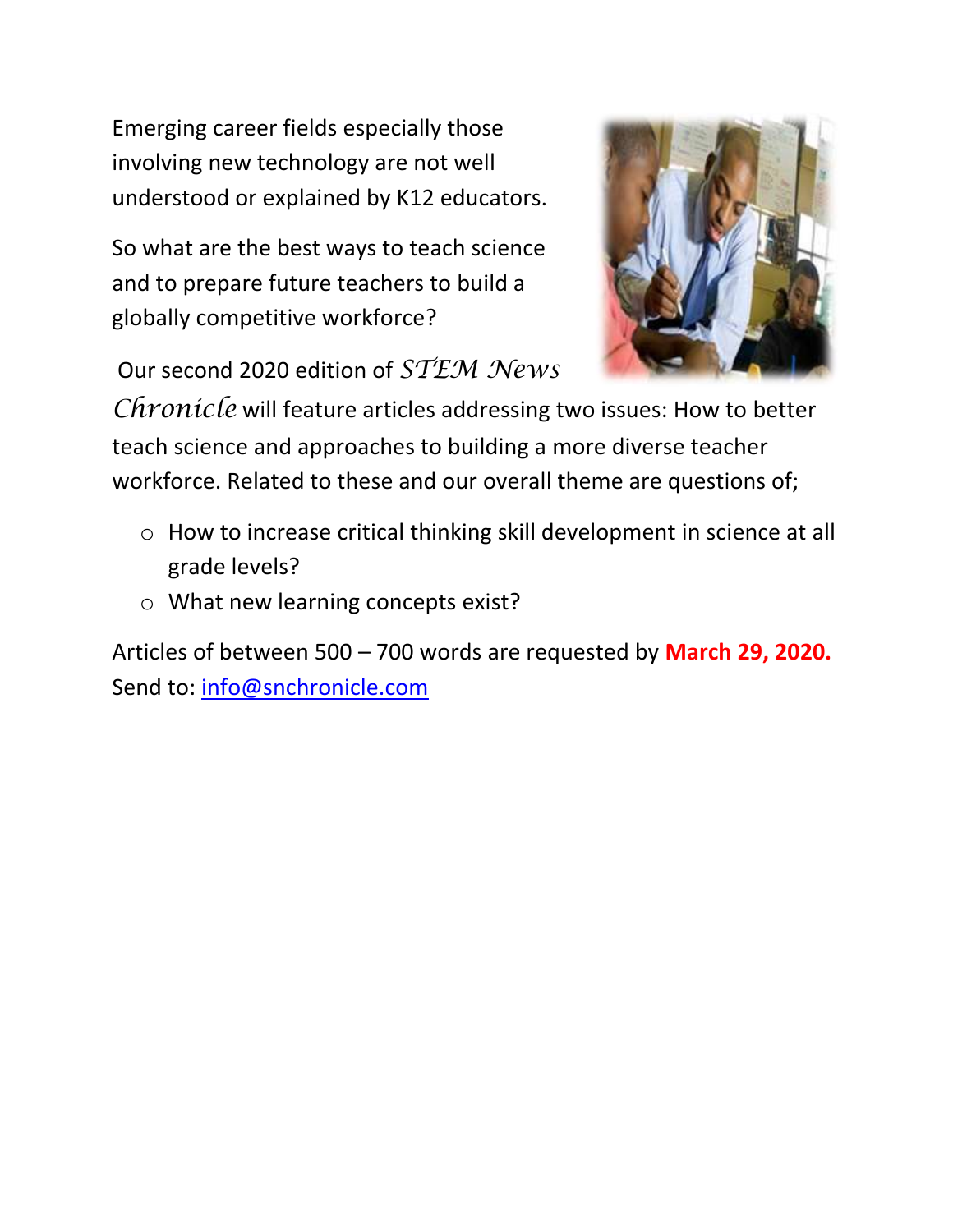Emerging career fields especially those involving new technology are not well understood or explained by K12 educators.

So what are the best ways to teach science and to prepare future teachers to build a globally competitive workforce?

Our second 2020 edition of *STEM News Chronicle* will feature articles addressing two issues: How to better teach science and approaches to building a more diverse teacher workforce. Related to these and our overall theme are questions of;

- How to increase critical thinking skill development in science at all grade levels?
- What new learning concepts exist?

Articles of between 500 – 700 words are requested by **March 29, 2020.**
Send to: info@snchronicle.com